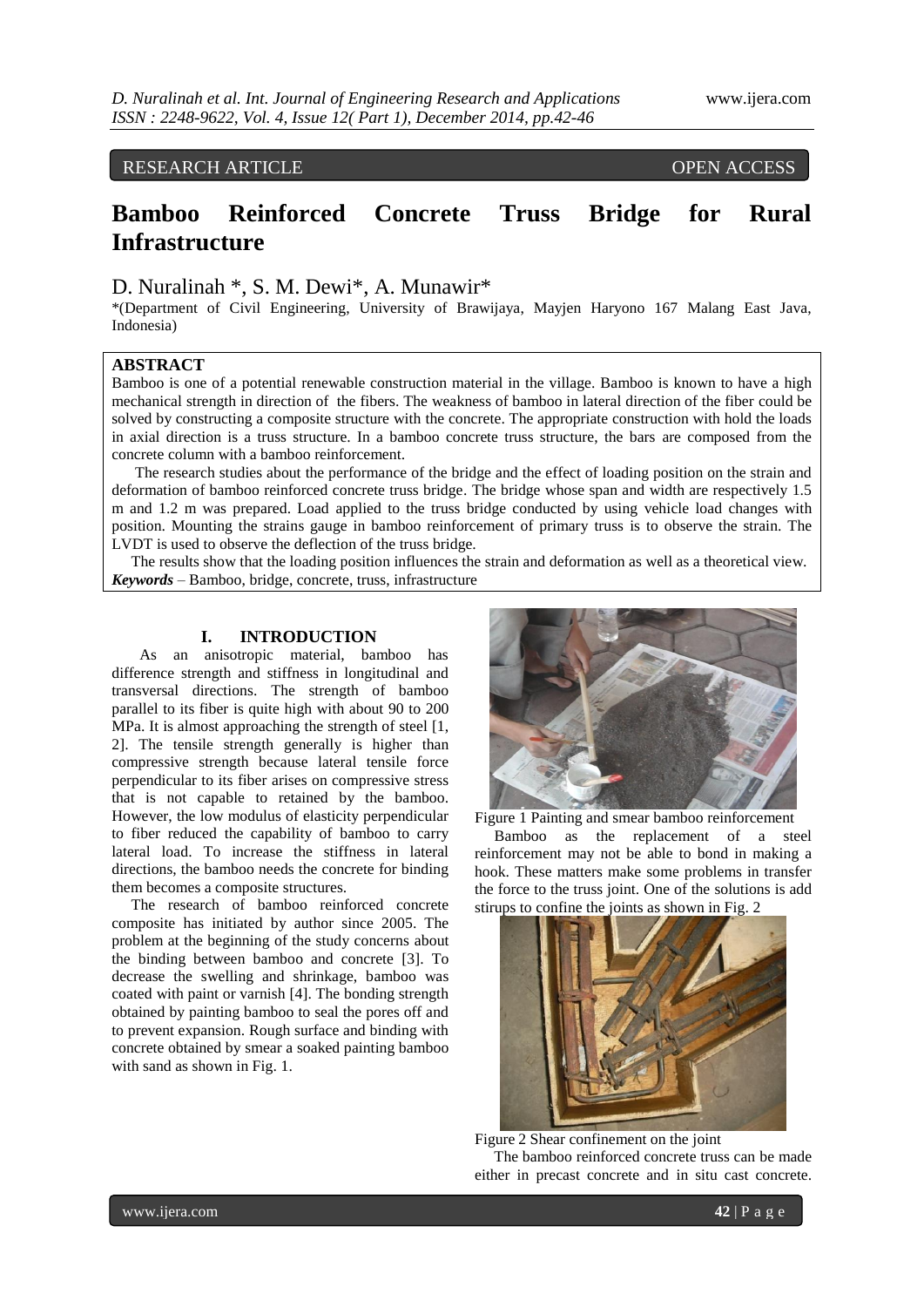RESEARCH ARTICLE OPEN ACCESS

# Bamboo Reinforced Concrete Truss Bridge for Rural Infrastructure

D. Nuralinah *, S. M. Dewi*, A. Munawir*

*(Department of Civil Engineering, University of Brawijaya, Mayjen Haryono 167 Malang East Java, Indonesia)

## ABSTRACT

Bamboo is one of a potential renewable construction material in the village. Bamboo is known to have a high mechanical strength in direction of the fibers. The weakness of bamboo in lateral direction of the fiber could be solved by constructing a composite structure with the concrete. The appropriate construction with hold the loads in axial direction is a truss structure. In a bamboo concrete truss structure, the bars are composed from the concrete column with a bamboo reinforcement.

The research studies about the performance of the bridge and the effect of loading position on the strain and deformation of bamboo reinforced concrete truss bridge. The bridge whose span and width are respectively 1.5 m and 1.2 m was prepared. Load applied to the truss bridge conducted by using vehicle load changes with position. Mounting the strains gauge in bamboo reinforcement of primary truss is to observe the strain. The LVDT is used to observe the deflection of the truss bridge.

The results show that the loading position influences the strain and deformation as well as a theoretical view.

***Keywords*** – Bamboo, bridge, concrete, truss, infrastructure

## I. INTRODUCTION

As an anisotropic material, bamboo has difference strength and stiffness in longitudinal and transversal directions. The strength of bamboo parallel to its fiber is quite high with about 90 to 200 MPa. It is almost approaching the strength of steel [1, 2]. The tensile strength generally is higher than compressive strength because lateral tensile force perpendicular to its fiber arises on compressive stress that is not capable to retained by the bamboo. However, the low modulus of elasticity perpendicular to fiber reduced the capability of bamboo to carry lateral load. To increase the stiffness in lateral directions, the bamboo needs the concrete for binding them becomes a composite structures.

The research of bamboo reinforced concrete composite has initiated by author since 2005. The problem at the beginning of the study concerns about the binding between bamboo and concrete [3]. To decrease the swelling and shrinkage, bamboo was coated with paint or varnish [4]. The bonding strength obtained by painting bamboo to seal the pores off and to prevent expansion. Rough surface and binding with concrete obtained by smear a soaked painting bamboo with sand as shown in Fig. 1.

Figure 1 Painting and smear bamboo reinforcement

Bamboo as the replacement of a steel reinforcement may not be able to bond in making a hook. These matters make some problems in transfer the force to the truss joint. One of the solutions is add stirups to confine the joints as shown in Fig. 2

Figure 2 Shear confinement on the joint

The bamboo reinforced concrete truss can be made either in precast concrete and in situ cast concrete.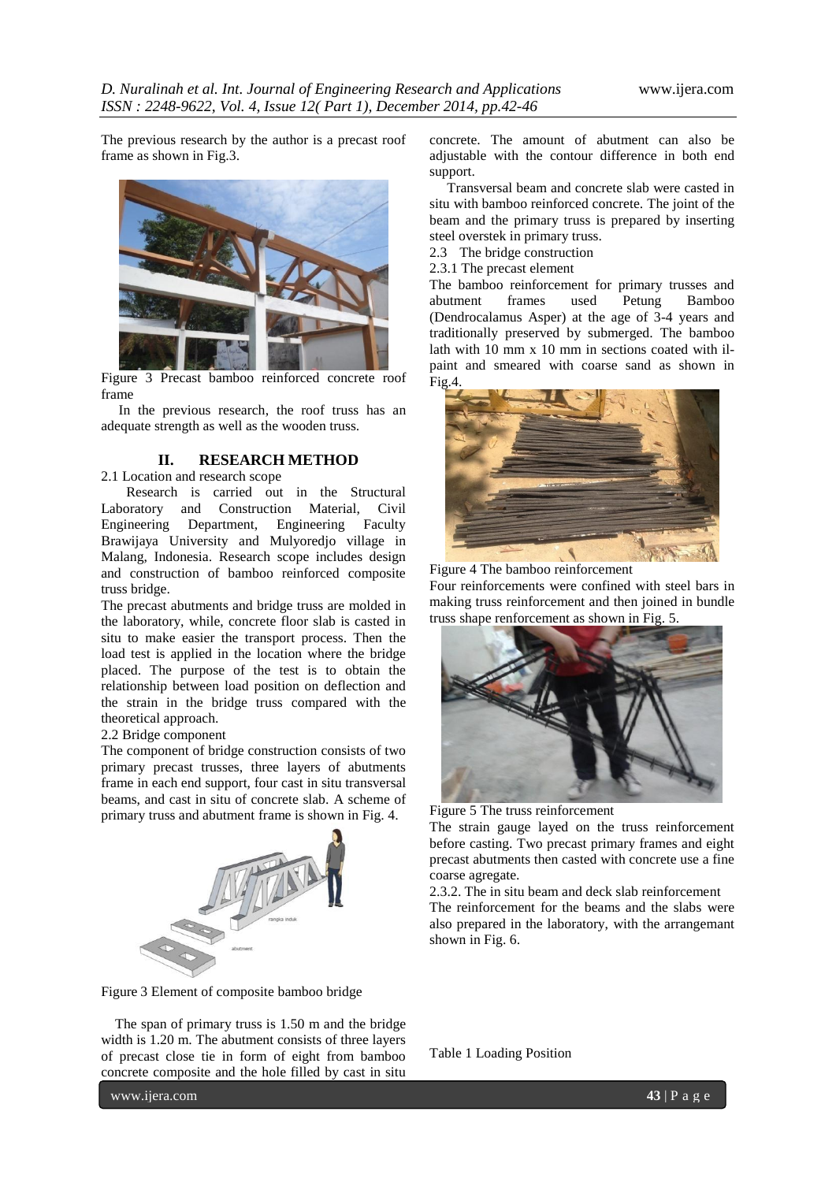The previous research by the author is a precast roof frame as shown in Fig.3.

Figure 3 Precast bamboo reinforced concrete roof frame

In the previous research, the roof truss has an adequate strength as well as the wooden truss.

## II. RESEARCH METHOD

### 2.1 Location and research scope

Research is carried out in the Structural Laboratory and Construction Material, Civil Engineering Department, Engineering Faculty Brawijaya University and Mulyoredjo village in Malang, Indonesia. Research scope includes design and construction of bamboo reinforced composite truss bridge.

The precast abutments and bridge truss are molded in the laboratory, while, concrete floor slab is casted in situ to make easier the transport process. Then the load test is applied in the location where the bridge placed. The purpose of the test is to obtain the relationship between load position on deflection and the strain in the bridge truss compared with the theoretical approach.

### 2.2 Bridge component

The component of bridge construction consists of two primary precast trusses, three layers of abutments frame in each end support, four cast in situ transversal beams, and cast in situ of concrete slab. A scheme of primary truss and abutment frame is shown in Fig. 4.

Figure 3 Element of composite bamboo bridge

The span of primary truss is 1.50 m and the bridge width is 1.20 m. The abutment consists of three layers of precast close tie in form of eight from bamboo concrete composite and the hole filled by cast in situ concrete. The amount of abutment can also be adjustable with the contour difference in both end support.

Transversal beam and concrete slab were casted in situ with bamboo reinforced concrete. The joint of the beam and the primary truss is prepared by inserting steel overstek in primary truss.

### 2.3 The bridge construction

#### 2.3.1 The precast element

The bamboo reinforcement for primary trusses and abutment frames used Petung Bamboo (Dendrocalamus Asper) at the age of 3-4 years and traditionally preserved by submerged. The bamboo lath with 10 mm x 10 mm in sections coated with il-paint and smeared with coarse sand as shown in Fig.4.

Figure 4 The bamboo reinforcement

Four reinforcements were confined with steel bars in making truss reinforcement and then joined in bundle truss shape renforcement as shown in Fig. 5.

Figure 5 The truss reinforcement

The strain gauge layed on the truss reinforcement before casting. Two precast primary frames and eight precast abutments then casted with concrete use a fine coarse agregate.

#### 2.3.2. The in situ beam and deck slab reinforcement

The reinforcement for the beams and the slabs were also prepared in the laboratory, with the arrangemant shown in Fig. 6.

Table 1 Loading Position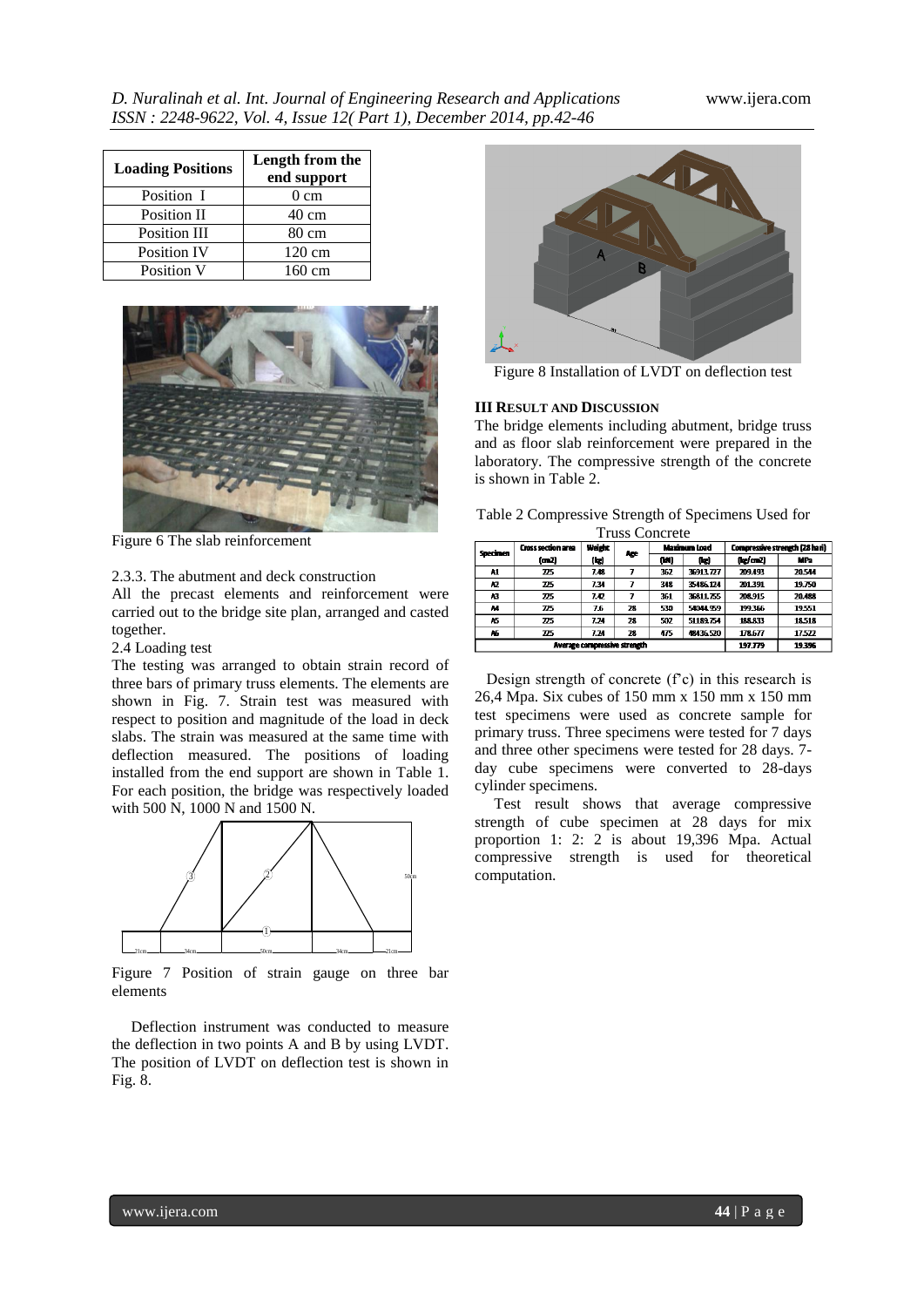| Loading Positions | Length from the end support |
|---|---|
| Position I | 0 cm |
| Position II | 40 cm |
| Position III | 80 cm |
| Position IV | 120 cm |
| Position V | 160 cm |

Figure 6 The slab reinforcement

2.3.3. The abutment and deck construction

All the precast elements and reinforcement were carried out to the bridge site plan, arranged and casted together.

2.4 Loading test

The testing was arranged to obtain strain record of three bars of primary truss elements. The elements are shown in Fig. 7. Strain test was measured with respect to position and magnitude of the load in deck slabs. The strain was measured at the same time with deflection measured. The positions of loading installed from the end support are shown in Table 1. For each position, the bridge was respectively loaded with 500 N, 1000 N and 1500 N.

Figure 7 Position of strain gauge on three bar elements

Deflection instrument was conducted to measure the deflection in two points A and B by using LVDT. The position of LVDT on deflection test is shown in Fig. 8.

Figure 8 Installation of LVDT on deflection test

## III Result and Discussion

The bridge elements including abutment, bridge truss and as floor slab reinforcement were prepared in the laboratory. The compressive strength of the concrete is shown in Table 2.

Table 2 Compressive Strength of Specimens Used for Truss Concrete

| Specimen | Cross section area | Weight | Age | Maximum Load | | Compressive strength (28 hari) | |
|---|---|---|---|---|---|---|---|
| | (cm2) | (kg) | | (kN) | (kg) | (kg/cm2) | MPa |
| A1 | 225 | 7.48 | 7 | 362 | 36913.777 | 209.493 | 20.544 |
| A2 | 225 | 7.34 | 7 | 348 | 35486.124 | 201.391 | 19.750 |
| A3 | 225 | 7.42 | 7 | 361 | 36811.755 | 208.915 | 20.488 |
| A4 | 225 | 7.6 | 28 | 530 | 54044.959 | 199.366 | 19.551 |
| A5 | 225 | 7.24 | 28 | 502 | 51189.754 | 188.833 | 18.518 |
| A6 | 225 | 7.24 | 28 | 475 | 48436.520 | 178.677 | 17.522 |
| Average compressive strength | | | | | | 197.779 | 19.396 |

Design strength of concrete (f'c) in this research is 26,4 Mpa. Six cubes of 150 mm x 150 mm x 150 mm test specimens were used as concrete sample for primary truss. Three specimens were tested for 7 days and three other specimens were tested for 28 days. 7-day cube specimens were converted to 28-days cylinder specimens.

Test result shows that average compressive strength of cube specimen at 28 days for mix proportion 1: 2: 2 is about 19,396 Mpa. Actual compressive strength is used for theoretical computation.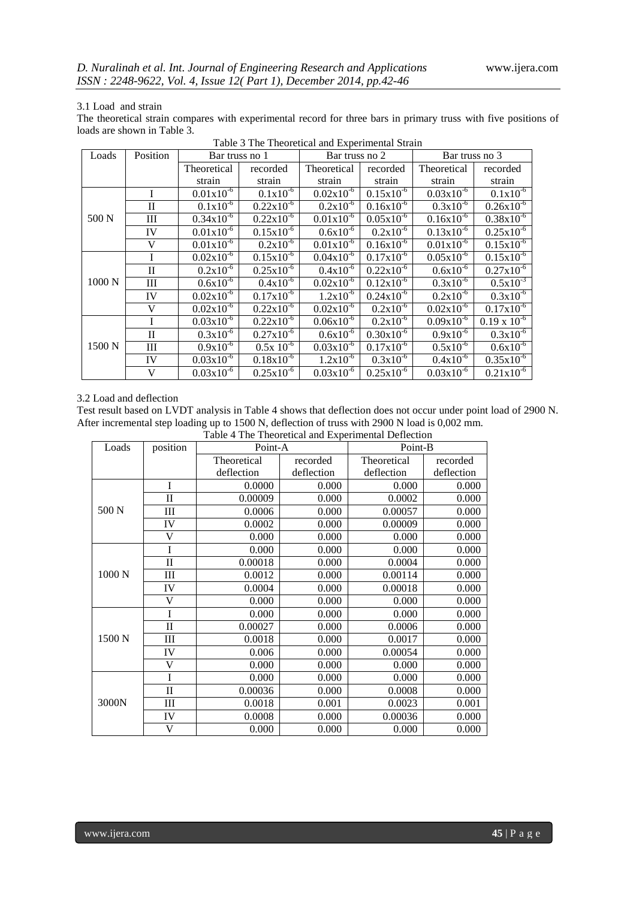3.1 Load and strain

The theoretical strain compares with experimental record for three bars in primary truss with five positions of loads are shown in Table 3.

Table 3 The Theoretical and Experimental Strain

| Loads | Position | Bar truss no 1 | | Bar truss no 2 | | Bar truss no 3 | |
|---|---|---|---|---|---|---|---|
| | | Theoretical strain | recorded strain | Theoretical strain | recorded strain | Theoretical strain | recorded strain |
| 500 N | I | $0.01x10^{-6}$ | $0.1x10^{-6}$ | $0.02x10^{-6}$ | $0.15x10^{-6}$ | $0.03x10^{-6}$ | $0.1x10^{-6}$ |
| | II | $0.1x10^{-6}$ | $0.22x10^{-6}$ | $0.2x10^{-6}$ | $0.16x10^{-6}$ | $0.3x10^{-6}$ | $0.26x10^{-6}$ |
| | III | $0.34x10^{-6}$ | $0.22x10^{-6}$ | $0.01x10^{-6}$ | $0.05x10^{-6}$ | $0.16x10^{-6}$ | $0.38x10^{-6}$ |
| | IV | $0.01x10^{-6}$ | $0.15x10^{-6}$ | $0.6x10^{-6}$ | $0.2x10^{-6}$ | $0.13x10^{-6}$ | $0.25x10^{-6}$ |
| | V | $0.01x10^{-6}$ | $0.2x10^{-6}$ | $0.01x10^{-6}$ | $0.16x10^{-6}$ | $0.01x10^{-6}$ | $0.15x10^{-6}$ |
| 1000 N | I | $0.02x10^{-6}$ | $0.15x10^{-6}$ | $0.04x10^{-6}$ | $0.17x10^{-6}$ | $0.05x10^{-6}$ | $0.15x10^{-6}$ |
| | II | $0.2x10^{-6}$ | $0.25x10^{-6}$ | $0.4x10^{-6}$ | $0.22x10^{-6}$ | $0.6x10^{-6}$ | $0.27x10^{-6}$ |
| | III | $0.6x10^{-6}$ | $0.4x10^{-6}$ | $0.02x10^{-6}$ | $0.12x10^{-6}$ | $0.3x10^{-6}$ | $0.5x10^{-3}$ |
| | IV | $0.02x10^{-6}$ | $0.17x10^{-6}$ | $1.2x10^{-6}$ | $0.24x10^{-6}$ | $0.2x10^{-6}$ | $0.3x10^{-6}$ |
| | V | $0.02x10^{-6}$ | $0.22x10^{-6}$ | $0.02x10^{-6}$ | $0.2x10^{-6}$ | $0.02x10^{-6}$ | $0.17x10^{-6}$ |
| 1500 N | I | $0.03x10^{-6}$ | $0.22x10^{-6}$ | $0.06x10^{-6}$ | $0.2x10^{-6}$ | $0.09x10^{-6}$ | $0.19 x 10^{-6}$ |
| | II | $0.3x10^{-6}$ | $0.27x10^{-6}$ | $0.6x10^{-6}$ | $0.30x10^{-6}$ | $0.9x10^{-6}$ | $0.3x10^{-6}$ |
| | III | $0.9x10^{-6}$ | $0.5x 10^{-6}$ | $0.03x10^{-6}$ | $0.17x10^{-6}$ | $0.5x10^{-6}$ | $0.6x10^{-6}$ |
| | IV | $0.03x10^{-6}$ | $0.18x10^{-6}$ | $1.2x10^{-6}$ | $0.3x10^{-6}$ | $0.4x10^{-6}$ | $0.35x10^{-6}$ |
| | V | $0.03x10^{-6}$ | $0.25x10^{-6}$ | $0.03x10^{-6}$ | $0.25x10^{-6}$ | $0.03x10^{-6}$ | $0.21x10^{-6}$ |

3.2 Load and deflection

Test result based on LVDT analysis in Table 4 shows that deflection does not occur under point load of 2900 N. After incremental step loading up to 1500 N, deflection of truss with 2900 N load is 0,002 mm.

Table 4 The Theoretical and Experimental Deflection

| Loads | position | Point-A | | Point-B | |
|---|---|---|---|---|---|
| | | Theoretical deflection | recorded deflection | Theoretical deflection | recorded deflection |
| 500 N | I | 0.0000 | 0.000 | 0.000 | 0.000 |
| | II | 0.00009 | 0.000 | 0.0002 | 0.000 |
| | III | 0.0006 | 0.000 | 0.00057 | 0.000 |
| | IV | 0.0002 | 0.000 | 0.00009 | 0.000 |
| | V | 0.000 | 0.000 | 0.000 | 0.000 |
| 1000 N | I | 0.000 | 0.000 | 0.000 | 0.000 |
| | II | 0.00018 | 0.000 | 0.0004 | 0.000 |
| | III | 0.0012 | 0.000 | 0.00114 | 0.000 |
| | IV | 0.0004 | 0.000 | 0.00018 | 0.000 |
| | V | 0.000 | 0.000 | 0.000 | 0.000 |
| 1500 N | I | 0.000 | 0.000 | 0.000 | 0.000 |
| | II | 0.00027 | 0.000 | 0.0006 | 0.000 |
| | III | 0.0018 | 0.000 | 0.0017 | 0.000 |
| | IV | 0.006 | 0.000 | 0.00054 | 0.000 |
| | V | 0.000 | 0.000 | 0.000 | 0.000 |
| 3000N | I | 0.000 | 0.000 | 0.000 | 0.000 |
| | II | 0.00036 | 0.000 | 0.0008 | 0.000 |
| | III | 0.0018 | 0.001 | 0.0023 | 0.001 |
| | IV | 0.0008 | 0.000 | 0.00036 | 0.000 |
| | V | 0.000 | 0.000 | 0.000 | 0.000 |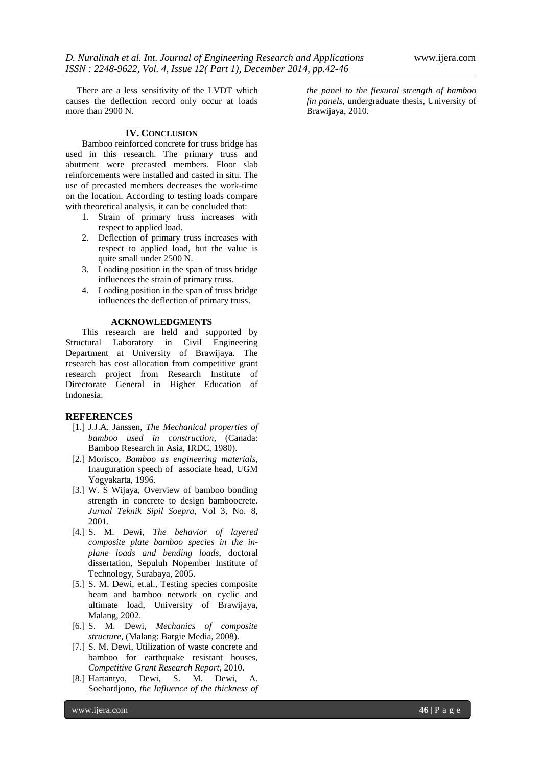There are a less sensitivity of the LVDT which causes the deflection record only occur at loads more than 2900 N.

## IV. CONCLUSION

Bamboo reinforced concrete for truss bridge has used in this research. The primary truss and abutment were precasted members. Floor slab reinforcements were installed and casted in situ. The use of precasted members decreases the work-time on the location. According to testing loads compare with theoretical analysis, it can be concluded that:

1. Strain of primary truss increases with respect to applied load.
2. Deflection of primary truss increases with respect to applied load, but the value is quite small under 2500 N.
3. Loading position in the span of truss bridge influences the strain of primary truss.
4. Loading position in the span of truss bridge influences the deflection of primary truss.

## ACKNOWLEDGMENTS

This research are held and supported by Structural Laboratory in Civil Engineering Department at University of Brawijaya. The research has cost allocation from competitive grant research project from Research Institute of Directorate General in Higher Education of Indonesia.

## REFERENCES

[1.] J.J.A. Janssen, *The Mechanical properties of bamboo used in construction*, (Canada: Bamboo Research in Asia, IRDC, 1980).

[2.] Morisco, *Bamboo as engineering materials,* Inauguration speech of associate head, UGM Yogyakarta, 1996.

[3.] W. S Wijaya, Overview of bamboo bonding strength in concrete to design bamboocrete. *Jurnal Teknik Sipil Soepra*, Vol 3, No. 8, 2001.

[4.] S. M. Dewi, *The behavior of layered composite plate bamboo species in the in-plane loads and bending loads*, doctoral dissertation, Sepuluh Nopember Institute of Technology, Surabaya, 2005.

[5.] S. M. Dewi, et.al., Testing species composite beam and bamboo network on cyclic and ultimate load, University of Brawijaya, Malang, 2002.

[6.] S. M. Dewi, *Mechanics of composite structure*, (Malang: Bargie Media, 2008).

[7.] S. M. Dewi, Utilization of waste concrete and bamboo for earthquake resistant houses, *Competitive Grant Research Report*, 2010.

[8.] Hartantyo, Dewi, S. M. Dewi, A. Soehardjono, *the Influence of the thickness of the panel to the flexural strength of bamboo fin panels*, undergraduate thesis, University of Brawijaya, 2010.